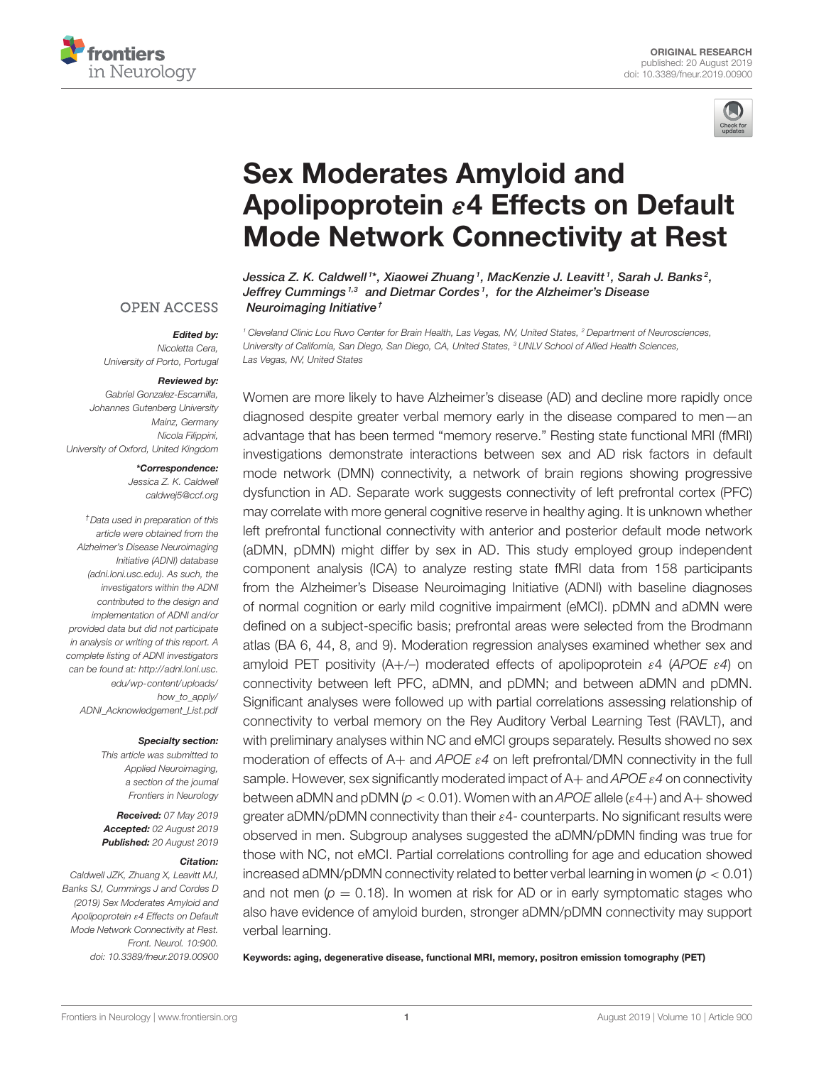ORIGINAL RESEARCH
published: 20 August 2019
doi: 10.3389/fneur.2019.00900

# Sex Moderates Amyloid and Apolipoprotein $\varepsilon$4 Effects on Default Mode Network Connectivity at Rest

*Jessica Z. K. Caldwell[1]\*, Xiaowei Zhuang[1], MacKenzie J. Leavitt[1], Sarah J. Banks[2], Jeffrey Cummings[1,3] and Dietmar Cordes[1], for the Alzheimer's Disease Neuroimaging Initiative†*

[1] Cleveland Clinic Lou Ruvo Center for Brain Health, Las Vegas, NV, United States, [2] Department of Neurosciences, University of California, San Diego, San Diego, CA, United States, [3] UNLV School of Allied Health Sciences, Las Vegas, NV, United States

OPEN ACCESS

***Edited by:***
Nicoletta Cera,
University of Porto, Portugal

***Reviewed by:***
Gabriel Gonzalez-Escamilla,
Johannes Gutenberg University Mainz, Germany
Nicola Filippini,
University of Oxford, United Kingdom

***\*Correspondence:***
Jessica Z. K. Caldwell
caldwej5@ccf.org

*†Data used in preparation of this article were obtained from the Alzheimer's Disease Neuroimaging Initiative (ADNI) database (adni.loni.usc.edu). As such, the investigators within the ADNI contributed to the design and implementation of ADNI and/or provided data but did not participate in analysis or writing of this report. A complete listing of ADNI investigators can be found at: http://adni.loni.usc.edu/wp-content/uploads/how_to_apply/ADNI_Acknowledgement_List.pdf*

***Specialty section:***
This article was submitted to Applied Neuroimaging, a section of the journal Frontiers in Neurology

***Received:*** 07 May 2019
***Accepted:*** 02 August 2019
***Published:*** 20 August 2019

***Citation:***
Caldwell JZK, Zhuang X, Leavitt MJ, Banks SJ, Cummings J and Cordes D (2019) Sex Moderates Amyloid and Apolipoprotein $\varepsilon$4 Effects on Default Mode Network Connectivity at Rest. Front. Neurol. 10:900. doi: 10.3389/fneur.2019.00900

Women are more likely to have Alzheimer's disease (AD) and decline more rapidly once diagnosed despite greater verbal memory early in the disease compared to men—an advantage that has been termed "memory reserve." Resting state functional MRI (fMRI) investigations demonstrate interactions between sex and AD risk factors in default mode network (DMN) connectivity, a network of brain regions showing progressive dysfunction in AD. Separate work suggests connectivity of left prefrontal cortex (PFC) may correlate with more general cognitive reserve in healthy aging. It is unknown whether left prefrontal functional connectivity with anterior and posterior default mode network (aDMN, pDMN) might differ by sex in AD. This study employed group independent component analysis (ICA) to analyze resting state fMRI data from 158 participants from the Alzheimer's Disease Neuroimaging Initiative (ADNI) with baseline diagnoses of normal cognition or early mild cognitive impairment (eMCI). pDMN and aDMN were defined on a subject-specific basis; prefrontal areas were selected from the Brodmann atlas (BA 6, 44, 8, and 9). Moderation regression analyses examined whether sex and amyloid PET positivity (A+/–) moderated effects of apolipoprotein $\varepsilon$4 (*APOE $\varepsilon$4*) on connectivity between left PFC, aDMN, and pDMN; and between aDMN and pDMN. Significant analyses were followed up with partial correlations assessing relationship of connectivity to verbal memory on the Rey Auditory Verbal Learning Test (RAVLT), and with preliminary analyses within NC and eMCI groups separately. Results showed no sex moderation of effects of A+ and *APOE $\varepsilon$4* on left prefrontal/DMN connectivity in the full sample. However, sex significantly moderated impact of A+ and *APOE $\varepsilon$4* on connectivity between aDMN and pDMN ($p < 0.01$). Women with an *APOE* allele ($\varepsilon$4+) and A+ showed greater aDMN/pDMN connectivity than their $\varepsilon$4- counterparts. No significant results were observed in men. Subgroup analyses suggested the aDMN/pDMN finding was true for those with NC, not eMCI. Partial correlations controlling for age and education showed increased aDMN/pDMN connectivity related to better verbal learning in women ($p < 0.01$) and not men ($p = 0.18$). In women at risk for AD or in early symptomatic stages who also have evidence of amyloid burden, stronger aDMN/pDMN connectivity may support verbal learning.

**Keywords: aging, degenerative disease, functional MRI, memory, positron emission tomography (PET)**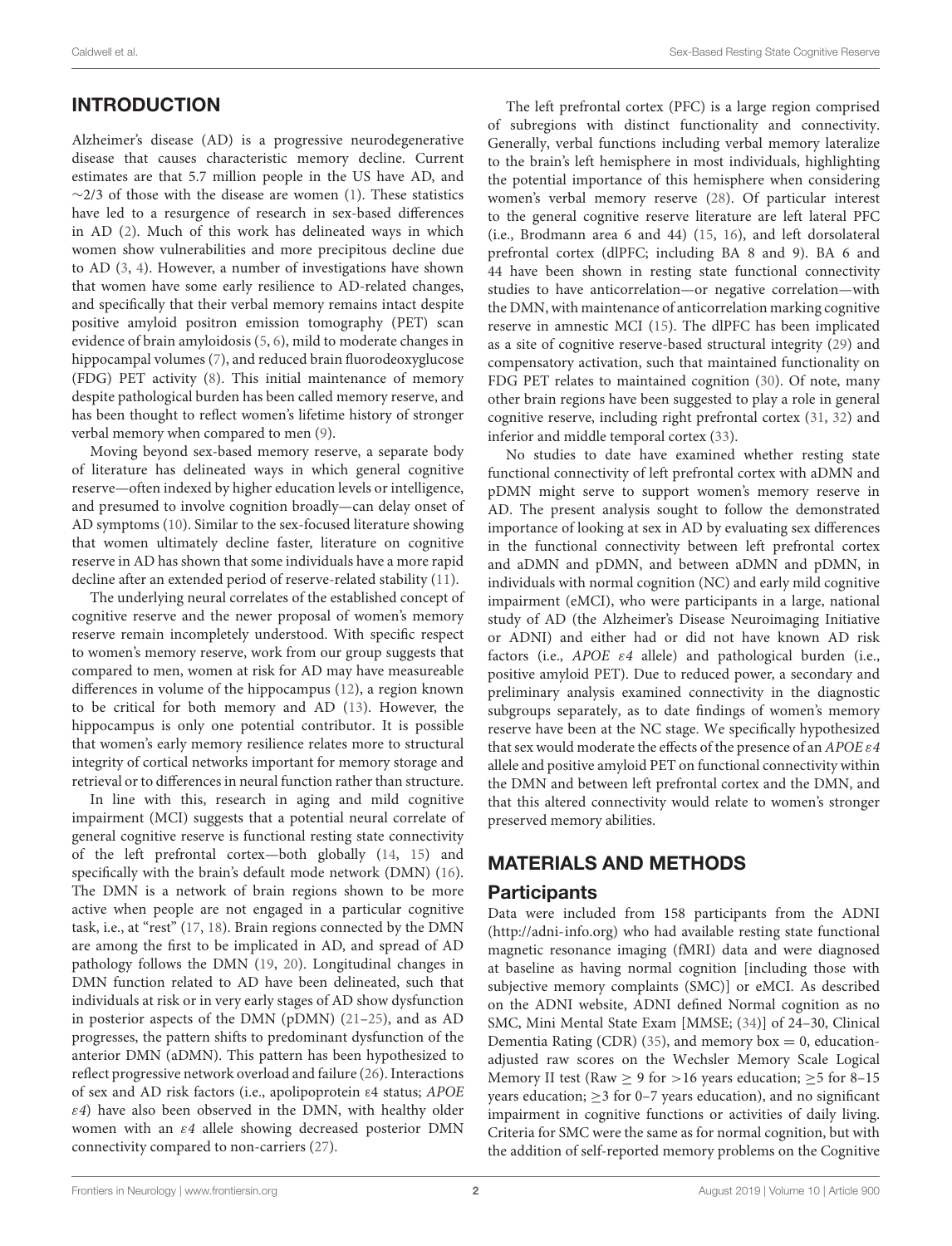## INTRODUCTION

Alzheimer's disease (AD) is a progressive neurodegenerative disease that causes characteristic memory decline. Current estimates are that 5.7 million people in the US have AD, and ~2/3 of those with the disease are women (1). These statistics have led to a resurgence of research in sex-based differences in AD (2). Much of this work has delineated ways in which women show vulnerabilities and more precipitous decline due to AD (3, 4). However, a number of investigations have shown that women have some early resilience to AD-related changes, and specifically that their verbal memory remains intact despite positive amyloid positron emission tomography (PET) scan evidence of brain amyloidosis (5, 6), mild to moderate changes in hippocampal volumes (7), and reduced brain fluorodeoxyglucose (FDG) PET activity (8). This initial maintenance of memory despite pathological burden has been called memory reserve, and has been thought to reflect women's lifetime history of stronger verbal memory when compared to men (9).

Moving beyond sex-based memory reserve, a separate body of literature has delineated ways in which general cognitive reserve—often indexed by higher education levels or intelligence, and presumed to involve cognition broadly—can delay onset of AD symptoms (10). Similar to the sex-focused literature showing that women ultimately decline faster, literature on cognitive reserve in AD has shown that some individuals have a more rapid decline after an extended period of reserve-related stability (11).

The underlying neural correlates of the established concept of cognitive reserve and the newer proposal of women's memory reserve remain incompletely understood. With specific respect to women's memory reserve, work from our group suggests that compared to men, women at risk for AD may have measureable differences in volume of the hippocampus (12), a region known to be critical for both memory and AD (13). However, the hippocampus is only one potential contributor. It is possible that women's early memory resilience relates more to structural integrity of cortical networks important for memory storage and retrieval or to differences in neural function rather than structure.

In line with this, research in aging and mild cognitive impairment (MCI) suggests that a potential neural correlate of general cognitive reserve is functional resting state connectivity of the left prefrontal cortex—both globally (14, 15) and specifically with the brain's default mode network (DMN) (16). The DMN is a network of brain regions shown to be more active when people are not engaged in a particular cognitive task, i.e., at "rest" (17, 18). Brain regions connected by the DMN are among the first to be implicated in AD, and spread of AD pathology follows the DMN (19, 20). Longitudinal changes in DMN function related to AD have been delineated, such that individuals at risk or in very early stages of AD show dysfunction in posterior aspects of the DMN (pDMN) (21–25), and as AD progresses, the pattern shifts to predominant dysfunction of the anterior DMN (aDMN). This pattern has been hypothesized to reflect progressive network overload and failure (26). Interactions of sex and AD risk factors (i.e., apolipoprotein ε4 status; *APOE ε4*) have also been observed in the DMN, with healthy older women with an *ε4* allele showing decreased posterior DMN connectivity compared to non-carriers (27).

The left prefrontal cortex (PFC) is a large region comprised of subregions with distinct functionality and connectivity. Generally, verbal functions including verbal memory lateralize to the brain's left hemisphere in most individuals, highlighting the potential importance of this hemisphere when considering women's verbal memory reserve (28). Of particular interest to the general cognitive reserve literature are left lateral PFC (i.e., Brodmann area 6 and 44) (15, 16), and left dorsolateral prefrontal cortex (dlPFC; including BA 8 and 9). BA 6 and 44 have been shown in resting state functional connectivity studies to have anticorrelation—or negative correlation—with the DMN, with maintenance of anticorrelation marking cognitive reserve in amnestic MCI (15). The dlPFC has been implicated as a site of cognitive reserve-based structural integrity (29) and compensatory activation, such that maintained functionality on FDG PET relates to maintained cognition (30). Of note, many other brain regions have been suggested to play a role in general cognitive reserve, including right prefrontal cortex (31, 32) and inferior and middle temporal cortex (33).

No studies to date have examined whether resting state functional connectivity of left prefrontal cortex with aDMN and pDMN might serve to support women's memory reserve in AD. The present analysis sought to follow the demonstrated importance of looking at sex in AD by evaluating sex differences in the functional connectivity between left prefrontal cortex and aDMN and pDMN, and between aDMN and pDMN, in individuals with normal cognition (NC) and early mild cognitive impairment (eMCI), who were participants in a large, national study of AD (the Alzheimer's Disease Neuroimaging Initiative or ADNI) and either had or did not have known AD risk factors (i.e., *APOE ε4* allele) and pathological burden (i.e., positive amyloid PET). Due to reduced power, a secondary and preliminary analysis examined connectivity in the diagnostic subgroups separately, as to date findings of women's memory reserve have been at the NC stage. We specifically hypothesized that sex would moderate the effects of the presence of an *APOE ε4* allele and positive amyloid PET on functional connectivity within the DMN and between left prefrontal cortex and the DMN, and that this altered connectivity would relate to women's stronger preserved memory abilities.

## MATERIALS AND METHODS

### Participants

Data were included from 158 participants from the ADNI (http://adni-info.org) who had available resting state functional magnetic resonance imaging (fMRI) data and were diagnosed at baseline as having normal cognition [including those with subjective memory complaints (SMC)] or eMCI. As described on the ADNI website, ADNI defined Normal cognition as no SMC, Mini Mental State Exam [MMSE; (34)] of 24–30, Clinical Dementia Rating (CDR) (35), and memory box = 0, education-adjusted raw scores on the Wechsler Memory Scale Logical Memory II test (Raw ≥ 9 for >16 years education; ≥5 for 8–15 years education; ≥3 for 0–7 years education), and no significant impairment in cognitive functions or activities of daily living. Criteria for SMC were the same as for normal cognition, but with the addition of self-reported memory problems on the Cognitive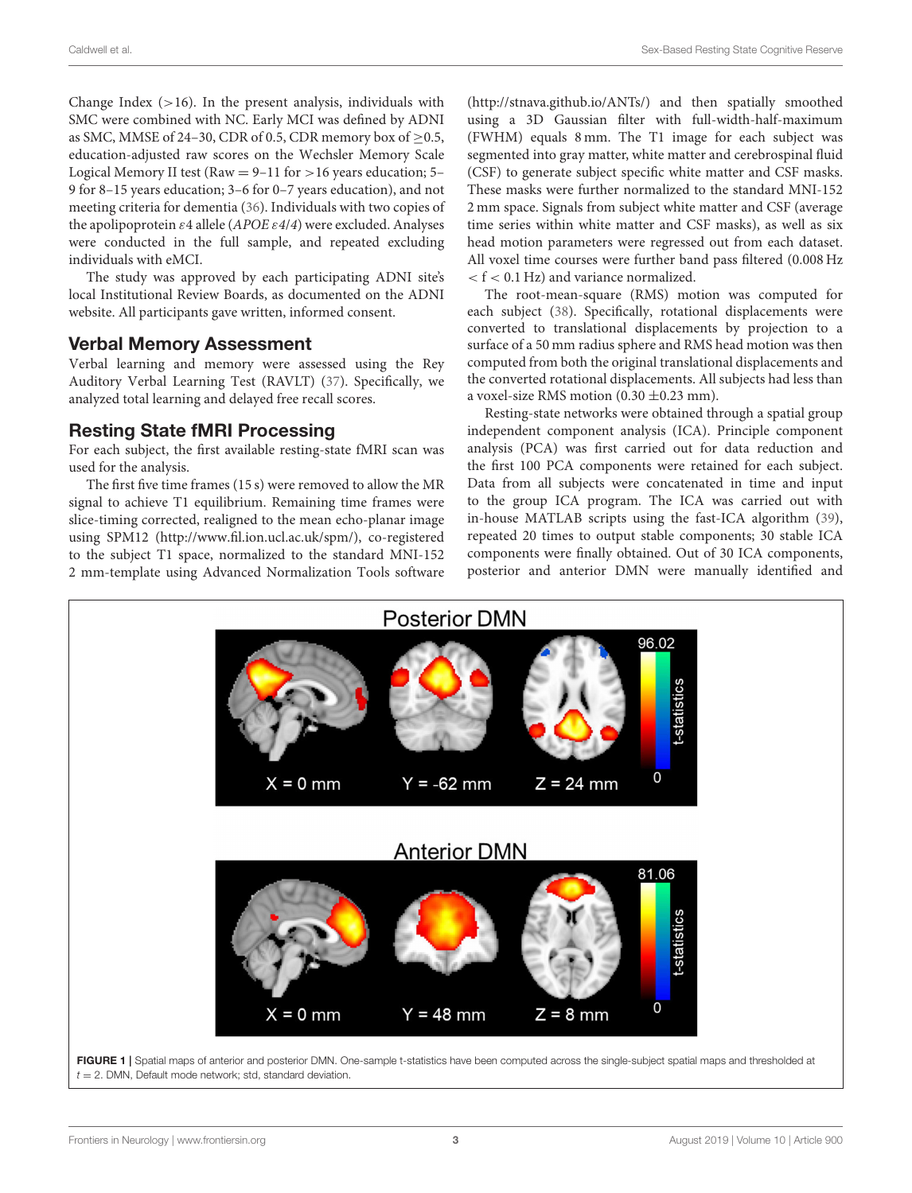Change Index (>16). In the present analysis, individuals with SMC were combined with NC. Early MCI was defined by ADNI as SMC, MMSE of 24–30, CDR of 0.5, CDR memory box of ≥0.5, education-adjusted raw scores on the Wechsler Memory Scale Logical Memory II test (Raw = 9–11 for >16 years education; 5–9 for 8–15 years education; 3–6 for 0–7 years education), and not meeting criteria for dementia (36). Individuals with two copies of the apolipoprotein $\varepsilon$4 allele (*APOE $\varepsilon$4/4*) were excluded. Analyses were conducted in the full sample, and repeated excluding individuals with eMCI.

The study was approved by each participating ADNI site's local Institutional Review Boards, as documented on the ADNI website. All participants gave written, informed consent.

## Verbal Memory Assessment

Verbal learning and memory were assessed using the Rey Auditory Verbal Learning Test (RAVLT) (37). Specifically, we analyzed total learning and delayed free recall scores.

## Resting State fMRI Processing

For each subject, the first available resting-state fMRI scan was used for the analysis.

The first five time frames (15 s) were removed to allow the MR signal to achieve T1 equilibrium. Remaining time frames were slice-timing corrected, realigned to the mean echo-planar image using SPM12 (http://www.fil.ion.ucl.ac.uk/spm/), co-registered to the subject T1 space, normalized to the standard MNI-152 2 mm-template using Advanced Normalization Tools software (http://stnava.github.io/ANTs/) and then spatially smoothed using a 3D Gaussian filter with full-width-half-maximum (FWHM) equals 8 mm. The T1 image for each subject was segmented into gray matter, white matter and cerebrospinal fluid (CSF) to generate subject specific white matter and CSF masks. These masks were further normalized to the standard MNI-152 2 mm space. Signals from subject white matter and CSF (average time series within white matter and CSF masks), as well as six head motion parameters were regressed out from each dataset. All voxel time courses were further band pass filtered (0.008 Hz < f < 0.1 Hz) and variance normalized.

The root-mean-square (RMS) motion was computed for each subject (38). Specifically, rotational displacements were converted to translational displacements by projection to a surface of a 50 mm radius sphere and RMS head motion was then computed from both the original translational displacements and the converted rotational displacements. All subjects had less than a voxel-size RMS motion (0.30 ±0.23 mm).

Resting-state networks were obtained through a spatial group independent component analysis (ICA). Principle component analysis (PCA) was first carried out for data reduction and the first 100 PCA components were retained for each subject. Data from all subjects were concatenated in time and input to the group ICA program. The ICA was carried out with in-house MATLAB scripts using the fast-ICA algorithm (39), repeated 20 times to output stable components; 30 stable ICA components were finally obtained. Out of 30 ICA components, posterior and anterior DMN were manually identified and

**FIGURE 1** | Spatial maps of anterior and posterior DMN. One-sample t-statistics have been computed across the single-subject spatial maps and thresholded at $t = 2$. DMN, Default mode network; std, standard deviation.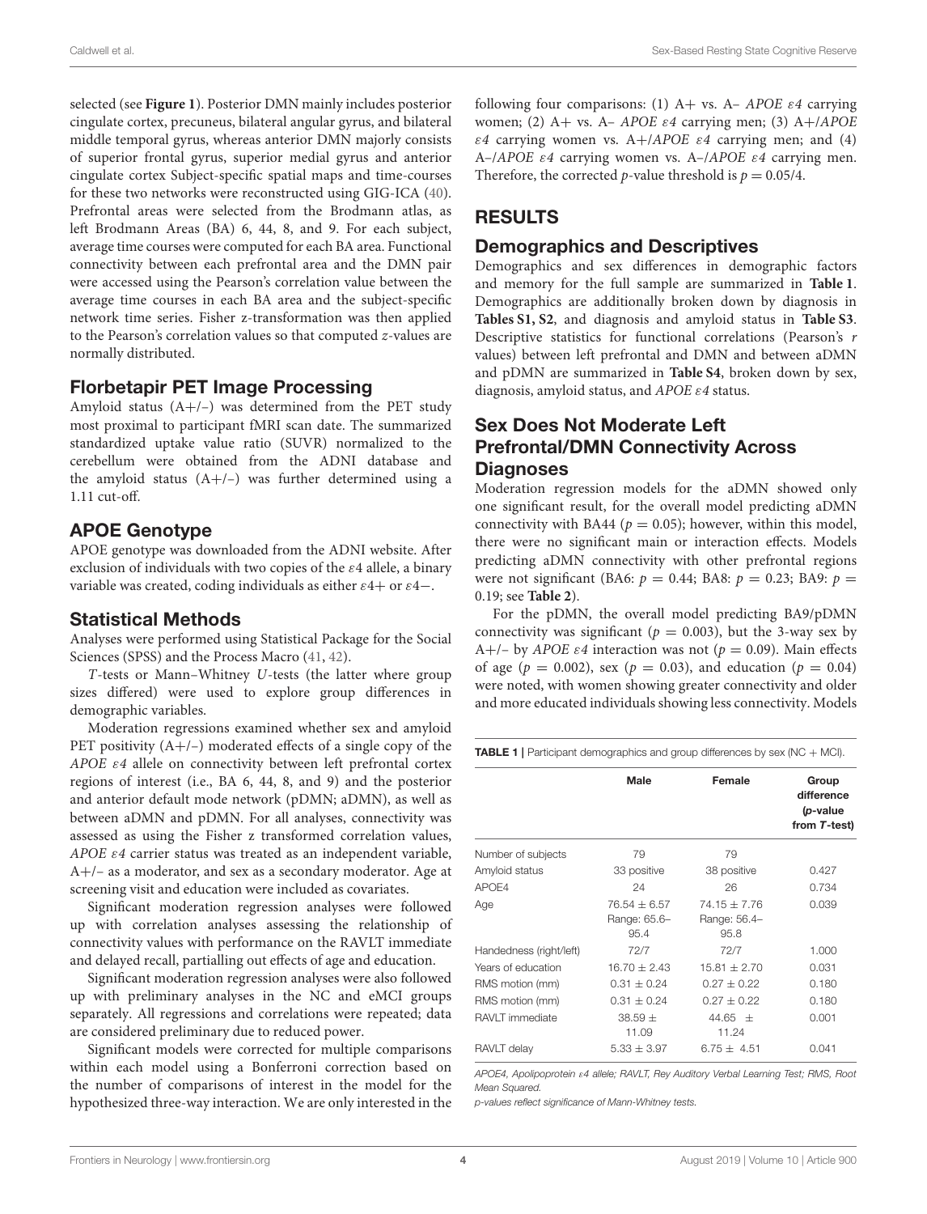selected (see **Figure 1**). Posterior DMN mainly includes posterior cingulate cortex, precuneus, bilateral angular gyrus, and bilateral middle temporal gyrus, whereas anterior DMN majorly consists of superior frontal gyrus, superior medial gyrus and anterior cingulate cortex Subject-specific spatial maps and time-courses for these two networks were reconstructed using GIG-ICA (40). Prefrontal areas were selected from the Brodmann atlas, as left Brodmann Areas (BA) 6, 44, 8, and 9. For each subject, average time courses were computed for each BA area. Functional connectivity between each prefrontal area and the DMN pair were accessed using the Pearson's correlation value between the average time courses in each BA area and the subject-specific network time series. Fisher z-transformation was then applied to the Pearson's correlation values so that computed *z*-values are normally distributed.

### Florbetapir PET Image Processing

Amyloid status (A+/–) was determined from the PET study most proximal to participant fMRI scan date. The summarized standardized uptake value ratio (SUVR) normalized to the cerebellum were obtained from the ADNI database and the amyloid status (A+/–) was further determined using a 1.11 cut-off.

### APOE Genotype

APOE genotype was downloaded from the ADNI website. After exclusion of individuals with two copies of the $\varepsilon$4 allele, a binary variable was created, coding individuals as either $\varepsilon$4+ or $\varepsilon$4−.

### Statistical Methods

Analyses were performed using Statistical Package for the Social Sciences (SPSS) and the Process Macro (41, 42).

*T*-tests or Mann–Whitney *U*-tests (the latter where group sizes differed) were used to explore group differences in demographic variables.

Moderation regressions examined whether sex and amyloid PET positivity (A+/–) moderated effects of a single copy of the *APOE ε4* allele on connectivity between left prefrontal cortex regions of interest (i.e., BA 6, 44, 8, and 9) and the posterior and anterior default mode network (pDMN; aDMN), as well as between aDMN and pDMN. For all analyses, connectivity was assessed as using the Fisher z transformed correlation values, *APOE ε4* carrier status was treated as an independent variable, A+/– as a moderator, and sex as a secondary moderator. Age at screening visit and education were included as covariates.

Significant moderation regression analyses were followed up with correlation analyses assessing the relationship of connectivity values with performance on the RAVLT immediate and delayed recall, partialling out effects of age and education.

Significant moderation regression analyses were also followed up with preliminary analyses in the NC and eMCI groups separately. All regressions and correlations were repeated; data are considered preliminary due to reduced power.

Significant models were corrected for multiple comparisons within each model using a Bonferroni correction based on the number of comparisons of interest in the model for the hypothesized three-way interaction. We are only interested in the following four comparisons: (1) A+ vs. A– *APOE ε4* carrying women; (2) A+ vs. A– *APOE ε4* carrying men; (3) A+/*APOE ε4* carrying women vs. A+/*APOE ε4* carrying men; and (4) A–/*APOE ε4* carrying women vs. A–/*APOE ε4* carrying men. Therefore, the corrected *p*-value threshold is $p = 0.05/4$.

## RESULTS

### Demographics and Descriptives

Demographics and sex differences in demographic factors and memory for the full sample are summarized in **Table 1**. Demographics are additionally broken down by diagnosis in **Tables S1, S2**, and diagnosis and amyloid status in **Table S3**. Descriptive statistics for functional correlations (Pearson's *r* values) between left prefrontal and DMN and between aDMN and pDMN are summarized in **Table S4**, broken down by sex, diagnosis, amyloid status, and *APOE ε4* status.

### Sex Does Not Moderate Left Prefrontal/DMN Connectivity Across Diagnoses

Moderation regression models for the aDMN showed only one significant result, for the overall model predicting aDMN connectivity with BA44 ($p = 0.05$); however, within this model, there were no significant main or interaction effects. Models predicting aDMN connectivity with other prefrontal regions were not significant (BA6: $p = 0.44$; BA8: $p = 0.23$; BA9: $p = 0.19$; see **Table 2**).

For the pDMN, the overall model predicting BA9/pDMN connectivity was significant ($p = 0.003$), but the 3-way sex by A+/– by *APOE ε4* interaction was not ($p = 0.09$). Main effects of age ($p = 0.002$), sex ($p = 0.03$), and education ($p = 0.04$) were noted, with women showing greater connectivity and older and more educated individuals showing less connectivity. Models

**TABLE 1** | Participant demographics and group differences by sex (NC + MCI).

| | Male | Female | Group difference (*p*-value from *T*-test) |
|---|---|---|---|
| Number of subjects | 79 | 79 | |
| Amyloid status | 33 positive | 38 positive | 0.427 |
| APOE4 | 24 | 26 | 0.734 |
| Age | 76.54 ± 6.57 Range: 65.6–95.4 | 74.15 ± 7.76 Range: 56.4–95.8 | 0.039 |
| Handedness (right/left) | 72/7 | 72/7 | 1.000 |
| Years of education | 16.70 ± 2.43 | 15.81 ± 2.70 | 0.031 |
| RMS motion (mm) | 0.31 ± 0.24 | 0.27 ± 0.22 | 0.180 |
| RMS motion (mm) | 0.31 ± 0.24 | 0.27 ± 0.22 | 0.180 |
| RAVLT immediate | 38.59 ± 11.09 | 44.65 ± 11.24 | 0.001 |
| RAVLT delay | 5.33 ± 3.97 | 6.75 ± 4.51 | 0.041 |

APOE4, Apolipoprotein ε4 allele; RAVLT, Rey Auditory Verbal Learning Test; RMS, Root Mean Squared.

p-values reflect significance of Mann-Whitney tests.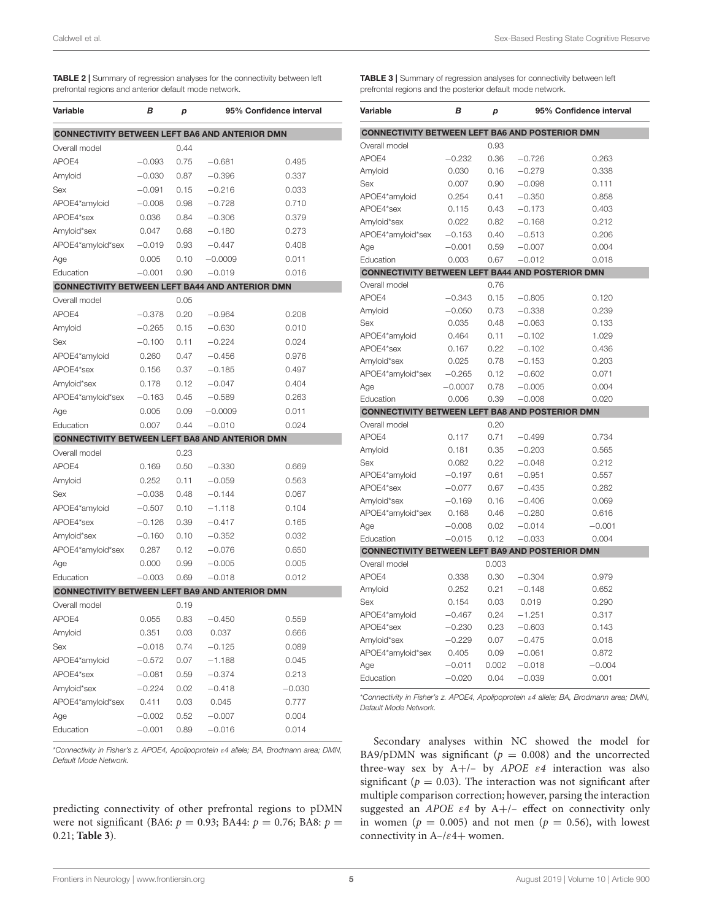**TABLE 2 |** Summary of regression analyses for the connectivity between left prefrontal regions and anterior default mode network.

| Variable | B | p | 95% Confidence interval | |
|---|---|---|---|---|
| **CONNECTIVITY BETWEEN LEFT BA6 AND ANTERIOR DMN** | | | | |
| Overall model | | 0.44 | | |
| APOE4 | −0.093 | 0.75 | −0.681 | 0.495 |
| Amyloid | −0.030 | 0.87 | −0.396 | 0.337 |
| Sex | −0.091 | 0.15 | −0.216 | 0.033 |
| APOE4*amyloid | −0.008 | 0.98 | −0.728 | 0.710 |
| APOE4*sex | 0.036 | 0.84 | −0.306 | 0.379 |
| Amyloid*sex | 0.047 | 0.68 | −0.180 | 0.273 |
| APOE4*amyloid*sex | −0.019 | 0.93 | −0.447 | 0.408 |
| Age | 0.005 | 0.10 | −0.0009 | 0.011 |
| Education | −0.001 | 0.90 | −0.019 | 0.016 |
| **CONNECTIVITY BETWEEN LEFT BA44 AND ANTERIOR DMN** | | | | |
| Overall model | | 0.05 | | |
| APOE4 | −0.378 | 0.20 | −0.964 | 0.208 |
| Amyloid | −0.265 | 0.15 | −0.630 | 0.010 |
| Sex | −0.100 | 0.11 | −0.224 | 0.024 |
| APOE4*amyloid | 0.260 | 0.47 | −0.456 | 0.976 |
| APOE4*sex | 0.156 | 0.37 | −0.185 | 0.497 |
| Amyloid*sex | 0.178 | 0.12 | −0.047 | 0.404 |
| APOE4*amyloid*sex | −0.163 | 0.45 | −0.589 | 0.263 |
| Age | 0.005 | 0.09 | −0.0009 | 0.011 |
| Education | 0.007 | 0.44 | −0.010 | 0.024 |
| **CONNECTIVITY BETWEEN LEFT BA8 AND ANTERIOR DMN** | | | | |
| Overall model | | 0.23 | | |
| APOE4 | 0.169 | 0.50 | −0.330 | 0.669 |
| Amyloid | 0.252 | 0.11 | −0.059 | 0.563 |
| Sex | −0.038 | 0.48 | −0.144 | 0.067 |
| APOE4*amyloid | −0.507 | 0.10 | −1.118 | 0.104 |
| APOE4*sex | −0.126 | 0.39 | −0.417 | 0.165 |
| Amyloid*sex | −0.160 | 0.10 | −0.352 | 0.032 |
| APOE4*amyloid*sex | 0.287 | 0.12 | −0.076 | 0.650 |
| Age | 0.000 | 0.99 | −0.005 | 0.005 |
| Education | −0.003 | 0.69 | −0.018 | 0.012 |
| **CONNECTIVITY BETWEEN LEFT BA9 AND ANTERIOR DMN** | | | | |
| Overall model | | 0.19 | | |
| APOE4 | 0.055 | 0.83 | −0.450 | 0.559 |
| Amyloid | 0.351 | 0.03 | 0.037 | 0.666 |
| Sex | −0.018 | 0.74 | −0.125 | 0.089 |
| APOE4*amyloid | −0.572 | 0.07 | −1.188 | 0.045 |
| APOE4*sex | −0.081 | 0.59 | −0.374 | 0.213 |
| Amyloid*sex | −0.224 | 0.02 | −0.418 | −0.030 |
| APOE4*amyloid*sex | 0.411 | 0.03 | 0.045 | 0.777 |
| Age | −0.002 | 0.52 | −0.007 | 0.004 |
| Education | −0.001 | 0.89 | −0.016 | 0.014 |

*Connectivity in Fisher's z. APOE4, Apolipoprotein ε4 allele; BA, Brodmann area; DMN, Default Mode Network.

**TABLE 3 |** Summary of regression analyses for connectivity between left prefrontal regions and the posterior default mode network.

| Variable | B | p | 95% Confidence interval | |
|---|---|---|---|---|
| **CONNECTIVITY BETWEEN LEFT BA6 AND POSTERIOR DMN** | | | | |
| Overall model | | 0.93 | | |
| APOE4 | −0.232 | 0.36 | −0.726 | 0.263 |
| Amyloid | 0.030 | 0.16 | −0.279 | 0.338 |
| Sex | 0.007 | 0.90 | −0.098 | 0.111 |
| APOE4*amyloid | 0.254 | 0.41 | −0.350 | 0.858 |
| APOE4*sex | 0.115 | 0.43 | −0.173 | 0.403 |
| Amyloid*sex | 0.022 | 0.82 | −0.168 | 0.212 |
| APOE4*amyloid*sex | −0.153 | 0.40 | −0.513 | 0.206 |
| Age | −0.001 | 0.59 | −0.007 | 0.004 |
| Education | 0.003 | 0.67 | −0.012 | 0.018 |
| **CONNECTIVITY BETWEEN LEFT BA44 AND POSTERIOR DMN** | | | | |
| Overall model | | 0.76 | | |
| APOE4 | −0.343 | 0.15 | −0.805 | 0.120 |
| Amyloid | −0.050 | 0.73 | −0.338 | 0.239 |
| Sex | 0.035 | 0.48 | −0.063 | 0.133 |
| APOE4*amyloid | 0.464 | 0.11 | −0.102 | 1.029 |
| APOE4*sex | 0.167 | 0.22 | −0.102 | 0.436 |
| Amyloid*sex | 0.025 | 0.78 | −0.153 | 0.203 |
| APOE4*amyloid*sex | −0.265 | 0.12 | −0.602 | 0.071 |
| Age | −0.0007 | 0.78 | −0.005 | 0.004 |
| Education | 0.006 | 0.39 | −0.008 | 0.020 |
| **CONNECTIVITY BETWEEN LEFT BA8 AND POSTERIOR DMN** | | | | |
| Overall model | | 0.20 | | |
| APOE4 | 0.117 | 0.71 | −0.499 | 0.734 |
| Amyloid | 0.181 | 0.35 | −0.203 | 0.565 |
| Sex | 0.082 | 0.22 | −0.048 | 0.212 |
| APOE4*amyloid | −0.197 | 0.61 | −0.951 | 0.557 |
| APOE4*sex | −0.077 | 0.67 | −0.435 | 0.282 |
| Amyloid*sex | −0.169 | 0.16 | −0.406 | 0.069 |
| APOE4*amyloid*sex | 0.168 | 0.46 | −0.280 | 0.616 |
| Age | −0.008 | 0.02 | −0.014 | −0.001 |
| Education | −0.015 | 0.12 | −0.033 | 0.004 |
| **CONNECTIVITY BETWEEN LEFT BA9 AND POSTERIOR DMN** | | | | |
| Overall model | | 0.003 | | |
| APOE4 | 0.338 | 0.30 | −0.304 | 0.979 |
| Amyloid | 0.252 | 0.21 | −0.148 | 0.652 |
| Sex | 0.154 | 0.03 | 0.019 | 0.290 |
| APOE4*amyloid | −0.467 | 0.24 | −1.251 | 0.317 |
| APOE4*sex | −0.230 | 0.23 | −0.603 | 0.143 |
| Amyloid*sex | −0.229 | 0.07 | −0.475 | 0.018 |
| APOE4*amyloid*sex | 0.405 | 0.09 | −0.061 | 0.872 |
| Age | −0.011 | 0.002 | −0.018 | −0.004 |
| Education | −0.020 | 0.04 | −0.039 | 0.001 |

*Connectivity in Fisher's z. APOE4, Apolipoprotein ε4 allele; BA, Brodmann area; DMN, Default Mode Network.

predicting connectivity of other prefrontal regions to pDMN were not significant (BA6: $p = 0.93$; BA44: $p = 0.76$; BA8: $p = 0.21$; **Table 3**).

Secondary analyses within NC showed the model for BA9/pDMN was significant ($p = 0.008$) and the uncorrected three-way sex by A+/− by *APOE ε4* interaction was also significant ($p = 0.03$). The interaction was not significant after multiple comparison correction; however, parsing the interaction suggested an *APOE ε4* by A+/− effect on connectivity only in women ($p = 0.005$) and not men ($p = 0.56$), with lowest connectivity in A−/ε4+ women.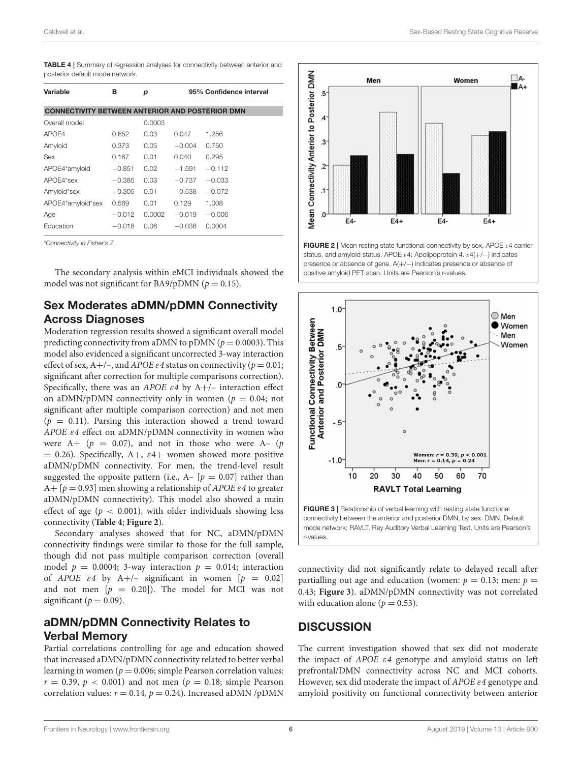**TABLE 4** | Summary of regression analyses for connectivity between anterior and posterior default mode network.

| Variable | B | p | 95% Confidence interval | |
|---|---|---|---|---|
| **CONNECTIVITY BETWEEN ANTERIOR AND POSTERIOR DMN** | | | | |
| Overall model | | 0.0003 | | |
| APOE4 | 0.652 | 0.03 | 0.047 | 1.256 |
| Amyloid | 0.373 | 0.05 | −0.004 | 0.750 |
| Sex | 0.167 | 0.01 | 0.040 | 0.295 |
| APOE4*amyloid | −0.851 | 0.02 | −1.591 | −0.112 |
| APOE4*sex | −0.385 | 0.03 | −0.737 | −0.033 |
| Amyloid*sex | −0.305 | 0.01 | −0.538 | −0.072 |
| APOE4*amyloid*sex | 0.569 | 0.01 | 0.129 | 1.008 |
| Age | −0.012 | 0.0002 | −0.019 | −0.006 |
| Education | −0.018 | 0.06 | −0.036 | 0.0004 |

*Connectivity in Fisher's Z.

The secondary analysis within eMCI individuals showed the model was not significant for BA9/pDMN ($p = 0.15$).

## Sex Moderates aDMN/pDMN Connectivity Across Diagnoses

Moderation regression results showed a significant overall model predicting connectivity from aDMN to pDMN ($p = 0.0003$). This model also evidenced a significant uncorrected 3-way interaction effect of sex, A+/–, and *APOE ε4* status on connectivity ($p = 0.01$; significant after correction for multiple comparisons correction). Specifically, there was an *APOE ε4* by A+/– interaction effect on aDMN/pDMN connectivity only in women ($p = 0.04$; not significant after multiple comparison correction) and not men ($p = 0.11$). Parsing this interaction showed a trend toward *APOE ε4* effect on aDMN/pDMN connectivity in women who were A+ ($p = 0.07$), and not in those who were A– ($p = 0.26$). Specifically, A+, ε4+ women showed more positive aDMN/pDMN connectivity. For men, the trend-level result suggested the opposite pattern (i.e., A– [$p = 0.07$] rather than A+ [$p = 0.93$] men showing a relationship of *APOE ε4* to greater aDMN/pDMN connectivity). This model also showed a main effect of age ($p < 0.001$), with older individuals showing less connectivity (**Table 4**; **Figure 2**).

Secondary analyses showed that for NC, aDMN/pDMN connectivity findings were similar to those for the full sample, though did not pass multiple comparison correction (overall model $p = 0.0004$; 3-way interaction $p = 0.014$; interaction of *APOE ε4* by A+/– significant in women [$p = 0.02$] and not men [$p = 0.20$]). The model for MCI was not significant ($p = 0.09$).

## aDMN/pDMN Connectivity Relates to Verbal Memory

Partial correlations controlling for age and education showed that increased aDMN/pDMN connectivity related to better verbal learning in women ($p = 0.006$; simple Pearson correlation values: $r = 0.39$, $p < 0.001$) and not men ($p = 0.18$; simple Pearson correlation values: $r = 0.14$, $p = 0.24$). Increased aDMN /pDMN connectivity did not significantly relate to delayed recall after partialling out age and education (women: $p = 0.13$; men: $p = 0.43$; **Figure 3**). aDMN/pDMN connectivity was not correlated with education alone ($p = 0.53$).

**FIGURE 2** | Mean resting state functional connectivity by sex, APOE ε4 carrier status, and amyloid status. APOE ε4: Apolipoprotein 4. ε4(+/−) indicates presence or absence of gene. A(+/−) indicates presence or absence of positive amyloid PET scan. Units are Pearson's r-values.

**FIGURE 3** | Relationship of verbal learning with resting state functional connectivity between the anterior and posterior DMN, by sex. DMN, Default mode network; RAVLT, Rey Auditory Verbal Learning Test. Units are Pearson's r-values.

# DISCUSSION

The current investigation showed that sex did not moderate the impact of *APOE ε4* genotype and amyloid status on left prefrontal/DMN connectivity across NC and MCI cohorts. However, sex did moderate the impact of *APOE ε4* genotype and amyloid positivity on functional connectivity between anterior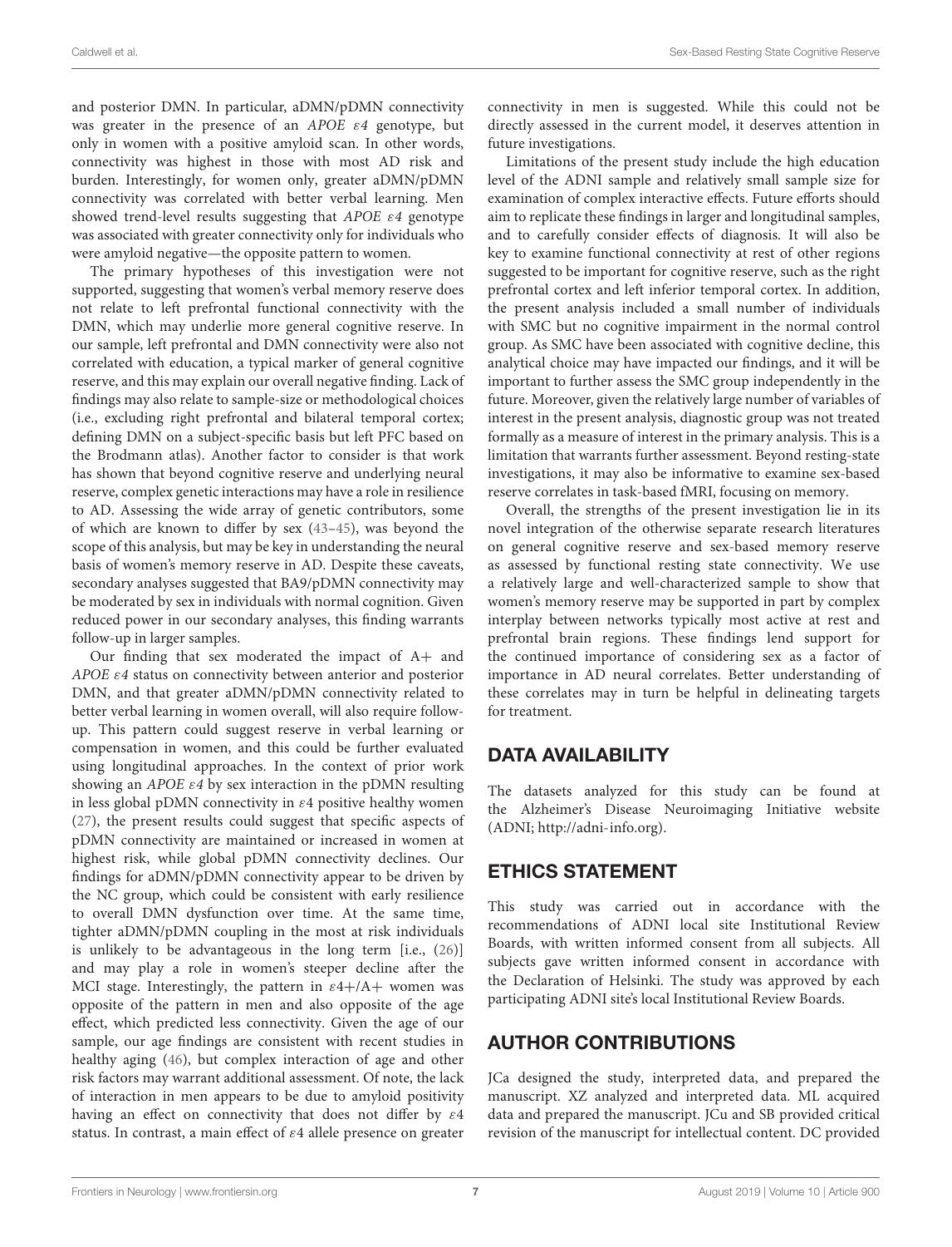and posterior DMN. In particular, aDMN/pDMN connectivity was greater in the presence of an *APOE ε4* genotype, but only in women with a positive amyloid scan. In other words, connectivity was highest in those with most AD risk and burden. Interestingly, for women only, greater aDMN/pDMN connectivity was correlated with better verbal learning. Men showed trend-level results suggesting that *APOE ε4* genotype was associated with greater connectivity only for individuals who were amyloid negative—the opposite pattern to women.

The primary hypotheses of this investigation were not supported, suggesting that women's verbal memory reserve does not relate to left prefrontal functional connectivity with the DMN, which may underlie more general cognitive reserve. In our sample, left prefrontal and DMN connectivity were also not correlated with education, a typical marker of general cognitive reserve, and this may explain our overall negative finding. Lack of findings may also relate to sample-size or methodological choices (i.e., excluding right prefrontal and bilateral temporal cortex; defining DMN on a subject-specific basis but left PFC based on the Brodmann atlas). Another factor to consider is that work has shown that beyond cognitive reserve and underlying neural reserve, complex genetic interactions may have a role in resilience to AD. Assessing the wide array of genetic contributors, some of which are known to differ by sex (43–45), was beyond the scope of this analysis, but may be key in understanding the neural basis of women's memory reserve in AD. Despite these caveats, secondary analyses suggested that BA9/pDMN connectivity may be moderated by sex in individuals with normal cognition. Given reduced power in our secondary analyses, this finding warrants follow-up in larger samples.

Our finding that sex moderated the impact of A+ and *APOE ε4* status on connectivity between anterior and posterior DMN, and that greater aDMN/pDMN connectivity related to better verbal learning in women overall, will also require follow-up. This pattern could suggest reserve in verbal learning or compensation in women, and this could be further evaluated using longitudinal approaches. In the context of prior work showing an *APOE ε4* by sex interaction in the pDMN resulting in less global pDMN connectivity in ε4 positive healthy women (27), the present results could suggest that specific aspects of pDMN connectivity are maintained or increased in women at highest risk, while global pDMN connectivity declines. Our findings for aDMN/pDMN connectivity appear to be driven by the NC group, which could be consistent with early resilience to overall DMN dysfunction over time. At the same time, tighter aDMN/pDMN coupling in the most at risk individuals is unlikely to be advantageous in the long term [i.e., (26)] and may play a role in women's steeper decline after the MCI stage. Interestingly, the pattern in ε4+/A+ women was opposite of the pattern in men and also opposite of the age effect, which predicted less connectivity. Given the age of our sample, our age findings are consistent with recent studies in healthy aging (46), but complex interaction of age and other risk factors may warrant additional assessment. Of note, the lack of interaction in men appears to be due to amyloid positivity having an effect on connectivity that does not differ by ε4 status. In contrast, a main effect of ε4 allele presence on greater connectivity in men is suggested. While this could not be directly assessed in the current model, it deserves attention in future investigations.

Limitations of the present study include the high education level of the ADNI sample and relatively small sample size for examination of complex interactive effects. Future efforts should aim to replicate these findings in larger and longitudinal samples, and to carefully consider effects of diagnosis. It will also be key to examine functional connectivity at rest of other regions suggested to be important for cognitive reserve, such as the right prefrontal cortex and left inferior temporal cortex. In addition, the present analysis included a small number of individuals with SMC but no cognitive impairment in the normal control group. As SMC have been associated with cognitive decline, this analytical choice may have impacted our findings, and it will be important to further assess the SMC group independently in the future. Moreover, given the relatively large number of variables of interest in the present analysis, diagnostic group was not treated formally as a measure of interest in the primary analysis. This is a limitation that warrants further assessment. Beyond resting-state investigations, it may also be informative to examine sex-based reserve correlates in task-based fMRI, focusing on memory.

Overall, the strengths of the present investigation lie in its novel integration of the otherwise separate research literatures on general cognitive reserve and sex-based memory reserve as assessed by functional resting state connectivity. We use a relatively large and well-characterized sample to show that women's memory reserve may be supported in part by complex interplay between networks typically most active at rest and prefrontal brain regions. These findings lend support for the continued importance of considering sex as a factor of importance in AD neural correlates. Better understanding of these correlates may in turn be helpful in delineating targets for treatment.

## DATA AVAILABILITY

The datasets analyzed for this study can be found at the Alzheimer's Disease Neuroimaging Initiative website (ADNI; http://adni-info.org).

## ETHICS STATEMENT

This study was carried out in accordance with the recommendations of ADNI local site Institutional Review Boards, with written informed consent from all subjects. All subjects gave written informed consent in accordance with the Declaration of Helsinki. The study was approved by each participating ADNI site's local Institutional Review Boards.

## AUTHOR CONTRIBUTIONS

JCa designed the study, interpreted data, and prepared the manuscript. XZ analyzed and interpreted data. ML acquired data and prepared the manuscript. JCu and SB provided critical revision of the manuscript for intellectual content. DC provided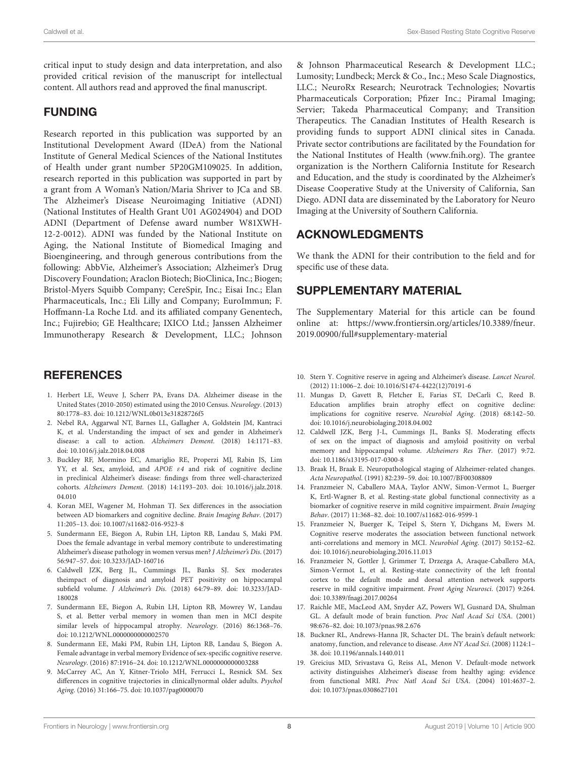critical input to study design and data interpretation, and also provided critical revision of the manuscript for intellectual content. All authors read and approved the final manuscript.

## FUNDING

Research reported in this publication was supported by an Institutional Development Award (IDeA) from the National Institute of General Medical Sciences of the National Institutes of Health under grant number 5P20GM109025. In addition, research reported in this publication was supported in part by a grant from A Woman's Nation/Maria Shriver to JCa and SB. The Alzheimer's Disease Neuroimaging Initiative (ADNI) (National Institutes of Health Grant U01 AG024904) and DOD ADNI (Department of Defense award number W81XWH-12-2-0012). ADNI was funded by the National Institute on Aging, the National Institute of Biomedical Imaging and Bioengineering, and through generous contributions from the following: AbbVie, Alzheimer's Association; Alzheimer's Drug Discovery Foundation; Araclon Biotech; BioClinica, Inc.; Biogen; Bristol-Myers Squibb Company; CereSpir, Inc.; Eisai Inc.; Elan Pharmaceuticals, Inc.; Eli Lilly and Company; EuroImmun; F. Hoffmann-La Roche Ltd. and its affiliated company Genentech, Inc.; Fujirebio; GE Healthcare; IXICO Ltd.; Janssen Alzheimer Immunotherapy Research & Development, LLC.; Johnson & Johnson Pharmaceutical Research & Development LLC.; Lumosity; Lundbeck; Merck & Co., Inc.; Meso Scale Diagnostics, LLC.; NeuroRx Research; Neurotrack Technologies; Novartis Pharmaceuticals Corporation; Pfizer Inc.; Piramal Imaging; Servier; Takeda Pharmaceutical Company; and Transition Therapeutics. The Canadian Institutes of Health Research is providing funds to support ADNI clinical sites in Canada. Private sector contributions are facilitated by the Foundation for the National Institutes of Health (www.fnih.org). The grantee organization is the Northern California Institute for Research and Education, and the study is coordinated by the Alzheimer's Disease Cooperative Study at the University of California, San Diego. ADNI data are disseminated by the Laboratory for Neuro Imaging at the University of Southern California.

## ACKNOWLEDGMENTS

We thank the ADNI for their contribution to the field and for specific use of these data.

## SUPPLEMENTARY MATERIAL

The Supplementary Material for this article can be found online at: https://www.frontiersin.org/articles/10.3389/fneur.2019.00900/full#supplementary-material

## REFERENCES

1. Herbert LE, Weuve J, Scherr PA, Evans DA. Alzheimer disease in the United States (2010-2050) estimated using the 2010 Census. *Neurology*. (2013) 80:1778–83. doi: 10.1212/WNL.0b013e31828726f5
2. Nebel RA, Aggarwal NT, Barnes LL, Gallagher A, Goldstein JM, Kantraci K, et al. Understanding the impact of sex and gender in Alzheimer's disease: a call to action. *Alzheimers Dement*. (2018) 14:1171–83. doi: 10.1016/j.jalz.2018.04.008
3. Buckley RF, Mormino EC, Amariglio RE, Properzi MJ, Rabin JS, Lim YY, et al. Sex, amyloid, and *APOE ε4* and risk of cognitive decline in preclinical Alzheimer's disease: findings from three well-characterized cohorts. *Alzheimers Dement*. (2018) 14:1193–203. doi: 10.1016/j.jalz.2018.04.010
4. Koran MEI, Wagener M, Hohman TJ. Sex differences in the association between AD biomarkers and cognitive decline. *Brain Imaging Behav*. (2017) 11:205–13. doi: 10.1007/s11682-016-9523-8
5. Sundermann EE, Biegon A, Rubin LH, Lipton RB, Landau S, Maki PM. Does the female advantage in verbal memory contribute to underestimating Alzheimer's disease pathology in women versus men? *J Alzheimer's Dis*. (2017) 56:947–57. doi: 10.3233/JAD-160716
6. Caldwell JZK, Berg JL, Cummings JL, Banks SJ. Sex moderates theimpact of diagnosis and amyloid PET positivity on hippocampal subfield volume. *J Alzheimer's Dis*. (2018) 64:79–89. doi: 10.3233/JAD-180028
7. Sundermann EE, Biegon A, Rubin LH, Lipton RB, Mowrey W, Landau S, et al. Better verbal memory in women than men in MCI despite similar levels of hippocampal atrophy. *Neurology*. (2016) 86:1368–76. doi: 10.1212/WNL.0000000000002570
8. Sundermann EE, Maki PM, Rubin LH, Lipton RB, Landau S, Biegon A. Female advantage in verbal memory Evidence of sex-specific cognitive reserve. *Neurology*. (2016) 87:1916–24. doi: 10.1212/WNL.0000000000003288
9. McCarrey AC, An Y, Kitner-Triolo MH, Ferrucci L, Resnick SM. Sex differences in cognitive trajectories in clinicallynormal older adults. *Psychol Aging*. (2016) 31:166–75. doi: 10.1037/pag0000070
10. Stern Y. Cognitive reserve in ageing and Alzheimer's disease. *Lancet Neurol*. (2012) 11:1006–2. doi: 10.1016/S1474-4422(12)70191-6
11. Mungas D, Gavett B, Fletcher E, Farias ST, DeCarli C, Reed B. Education amplifies brain atrophy effect on cognitive decline: implications for cognitive reserve. *Neurobiol Aging*. (2018) 68:142–50. doi: 10.1016/j.neurobiolaging.2018.04.002
12. Caldwell JZK, Berg J-L, Cummings JL, Banks SJ. Moderating effects of sex on the impact of diagnosis and amyloid positivity on verbal memory and hippocampal volume. *Alzheimers Res Ther*. (2017) 9:72. doi: 10.1186/s13195-017-0300-8
13. Braak H, Braak E. Neuropathological staging of Alzheimer-related changes. *Acta Neuropathol*. (1991) 82:239–59. doi: 10.1007/BF00308809
14. Franzmeier N, Caballero MAA, Taylor ANW, Simon-Vermot L, Buerger K, Ertl-Wagner B, et al. Resting-state global functional connectivity as a biomarker of cognitive reserve in mild cognitive impairment. *Brain Imaging Behav*. (2017) 11:368–82. doi: 10.1007/s11682-016-9599-1
15. Franzmeier N, Buerger K, Teipel S, Stern Y, Dichgans M, Ewers M. Cognitive reserve moderates the association between functional network anti-correlations and memory in MCI. *Neurobiol Aging*. (2017) 50:152–62. doi: 10.1016/j.neurobiolaging.2016.11.013
16. Franzmeier N, Gottler J, Grimmer T, Drzezga A, Araque-Caballero MA, Simon-Vermot L, et al. Resting-state connectivity of the left frontal cortex to the default mode and dorsal attention network supports reserve in mild cognitive impairment. *Front Aging Neurosci*. (2017) 9:264. doi: 10.3389/fnagi.2017.00264
17. Raichle ME, MacLeod AM, Snyder AZ, Powers WJ, Gusnard DA, Shulman GL. A default mode of brain function. *Proc Natl Acad Sci USA*. (2001) 98:676–82. doi: 10.1073/pnas.98.2.676
18. Buckner RL, Andrews-Hanna JR, Schacter DL. The brain's default network: anatomy, function, and relevance to disease. *Ann NY Acad Sci*. (2008) 1124:1–38. doi: 10.1196/annals.1440.011
19. Greicius MD, Srivastava G, Reiss AL, Menon V. Default-mode network activity distinguishes Alzheimer's disease from healthy aging: evidence from functional MRI. *Proc Natl Acad Sci USA*. (2004) 101:4637–2. doi: 10.1073/pnas.0308627101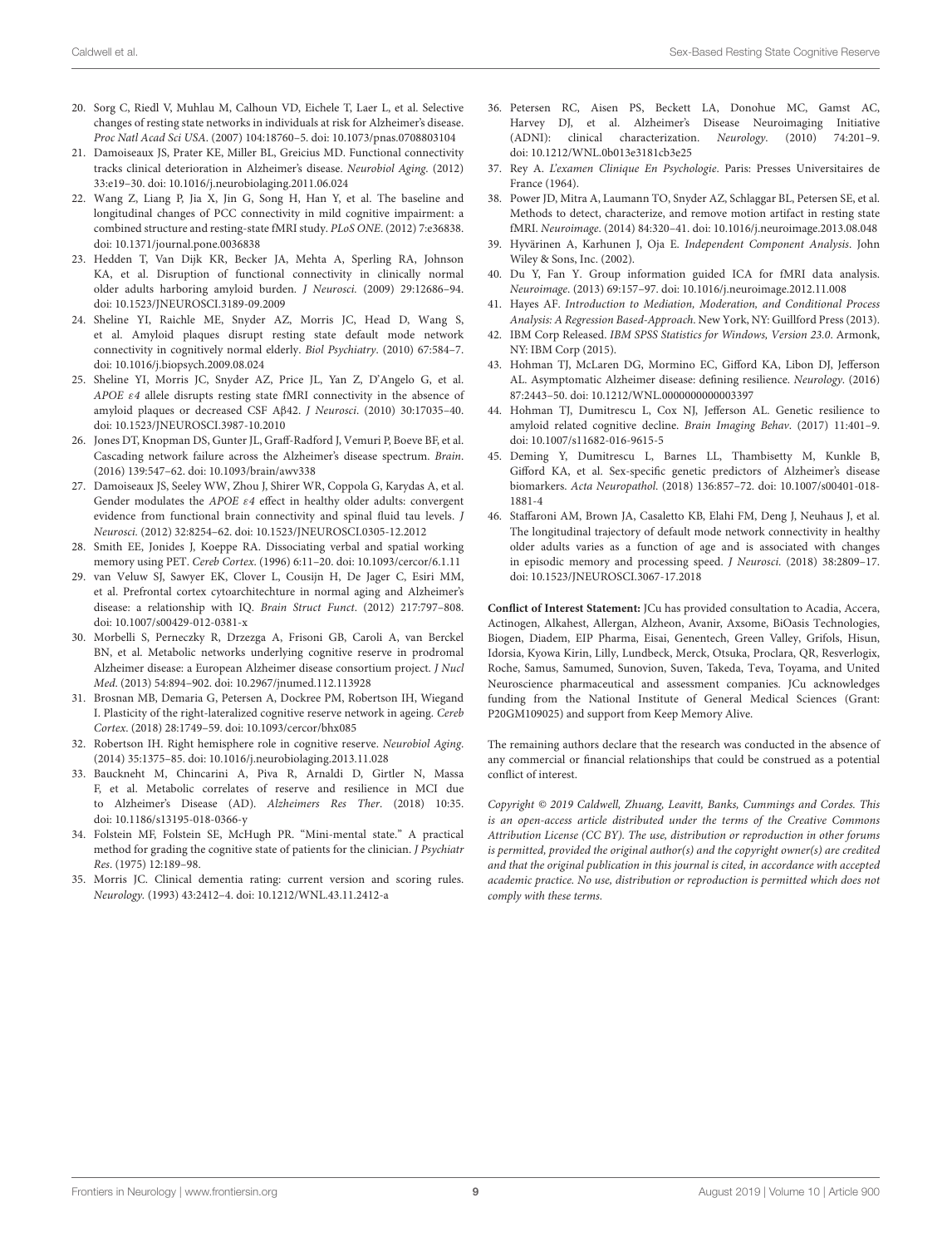20. Sorg C, Riedl V, Muhlau M, Calhoun VD, Eichele T, Laer L, et al. Selective changes of resting state networks in individuals at risk for Alzheimer's disease. *Proc Natl Acad Sci USA*. (2007) 104:18760–5. doi: 10.1073/pnas.0708803104
21. Damoiseaux JS, Prater KE, Miller BL, Greicius MD. Functional connectivity tracks clinical deterioration in Alzheimer's disease. *Neurobiol Aging*. (2012) 33:e19–30. doi: 10.1016/j.neurobiolaging.2011.06.024
22. Wang Z, Liang P, Jia X, Jin G, Song H, Han Y, et al. The baseline and longitudinal changes of PCC connectivity in mild cognitive impairment: a combined structure and resting-state fMRI study. *PLoS ONE*. (2012) 7:e36838. doi: 10.1371/journal.pone.0036838
23. Hedden T, Van Dijk KR, Becker JA, Mehta A, Sperling RA, Johnson KA, et al. Disruption of functional connectivity in clinically normal older adults harboring amyloid burden. *J Neurosci*. (2009) 29:12686–94. doi: 10.1523/JNEUROSCI.3189-09.2009
24. Sheline YI, Raichle ME, Snyder AZ, Morris JC, Head D, Wang S, et al. Amyloid plaques disrupt resting state default mode network connectivity in cognitively normal elderly. *Biol Psychiatry*. (2010) 67:584–7. doi: 10.1016/j.biopsych.2009.08.024
25. Sheline YI, Morris JC, Snyder AZ, Price JL, Yan Z, D'Angelo G, et al. *APOE ε4* allele disrupts resting state fMRI connectivity in the absence of amyloid plaques or decreased CSF Aβ42. *J Neurosci*. (2010) 30:17035–40. doi: 10.1523/JNEUROSCI.3987-10.2010
26. Jones DT, Knopman DS, Gunter JL, Graff-Radford J, Vemuri P, Boeve BF, et al. Cascading network failure across the Alzheimer's disease spectrum. *Brain*. (2016) 139:547–62. doi: 10.1093/brain/awv338
27. Damoiseaux JS, Seeley WW, Zhou J, Shirer WR, Coppola G, Karydas A, et al. Gender modulates the *APOE ε4* effect in healthy older adults: convergent evidence from functional brain connectivity and spinal fluid tau levels. *J Neurosci*. (2012) 32:8254–62. doi: 10.1523/JNEUROSCI.0305-12.2012
28. Smith EE, Jonides J, Koeppe RA. Dissociating verbal and spatial working memory using PET. *Cereb Cortex*. (1996) 6:11–20. doi: 10.1093/cercor/6.1.11
29. van Veluw SJ, Sawyer EK, Clover L, Cousijn H, De Jager C, Esiri MM, et al. Prefrontal cortex cytoarchitechture in normal aging and Alzheimer's disease: a relationship with IQ. *Brain Struct Funct*. (2012) 217:797–808. doi: 10.1007/s00429-012-0381-x
30. Morbelli S, Perneczky R, Drzezga A, Frisoni GB, Caroli A, van Berckel BN, et al. Metabolic networks underlying cognitive reserve in prodromal Alzheimer disease: a European Alzheimer disease consortium project. *J Nucl Med*. (2013) 54:894–902. doi: 10.2967/jnumed.112.113928
31. Brosnan MB, Demaria G, Petersen A, Dockree PM, Robertson IH, Wiegand I. Plasticity of the right-lateralized cognitive reserve network in ageing. *Cereb Cortex*. (2018) 28:1749–59. doi: 10.1093/cercor/bhx085
32. Robertson IH. Right hemisphere role in cognitive reserve. *Neurobiol Aging*. (2014) 35:1375–85. doi: 10.1016/j.neurobiolaging.2013.11.028
33. Bauckneht M, Chincarini A, Piva R, Arnaldi D, Girtler N, Massa F, et al. Metabolic correlates of reserve and resilience in MCI due to Alzheimer's Disease (AD). *Alzheimers Res Ther*. (2018) 10:35. doi: 10.1186/s13195-018-0366-y
34. Folstein MF, Folstein SE, McHugh PR. "Mini-mental state." A practical method for grading the cognitive state of patients for the clinician. *J Psychiatr Res*. (1975) 12:189–98.
35. Morris JC. Clinical dementia rating: current version and scoring rules. *Neurology*. (1993) 43:2412–4. doi: 10.1212/WNL.43.11.2412-a
36. Petersen RC, Aisen PS, Beckett LA, Donohue MC, Gamst AC, Harvey DJ, et al. Alzheimer's Disease Neuroimaging Initiative (ADNI): clinical characterization. *Neurology*. (2010) 74:201–9. doi: 10.1212/WNL.0b013e3181cb3e25
37. Rey A. *L'examen Clinique En Psychologie*. Paris: Presses Universitaires de France (1964).
38. Power JD, Mitra A, Laumann TO, Snyder AZ, Schlaggar BL, Petersen SE, et al. Methods to detect, characterize, and remove motion artifact in resting state fMRI. *Neuroimage*. (2014) 84:320–41. doi: 10.1016/j.neuroimage.2013.08.048
39. Hyvärinen A, Karhunen J, Oja E. *Independent Component Analysis*. John Wiley & Sons, Inc. (2002).
40. Du Y, Fan Y. Group information guided ICA for fMRI data analysis. *Neuroimage*. (2013) 69:157–97. doi: 10.1016/j.neuroimage.2012.11.008
41. Hayes AF. *Introduction to Mediation, Moderation, and Conditional Process Analysis: A Regression Based-Approach*. New York, NY: Guillford Press (2013).
42. IBM Corp Released. *IBM SPSS Statistics for Windows, Version 23.0*. Armonk, NY: IBM Corp (2015).
43. Hohman TJ, McLaren DG, Mormino EC, Gifford KA, Libon DJ, Jefferson AL. Asymptomatic Alzheimer disease: defining resilience. *Neurology*. (2016) 87:2443–50. doi: 10.1212/WNL.0000000000003397
44. Hohman TJ, Dumitrescu L, Cox NJ, Jefferson AL. Genetic resilience to amyloid related cognitive decline. *Brain Imaging Behav*. (2017) 11:401–9. doi: 10.1007/s11682-016-9615-5
45. Deming Y, Dumitrescu L, Barnes LL, Thambisetty M, Kunkle B, Gifford KA, et al. Sex-specific genetic predictors of Alzheimer's disease biomarkers. *Acta Neuropathol*. (2018) 136:857–72. doi: 10.1007/s00401-018-1881-4
46. Staffaroni AM, Brown JA, Casaletto KB, Elahi FM, Deng J, Neuhaus J, et al. The longitudinal trajectory of default mode network connectivity in healthy older adults varies as a function of age and is associated with changes in episodic memory and processing speed. *J Neurosci*. (2018) 38:2809–17. doi: 10.1523/JNEUROSCI.3067-17.2018

**Conflict of Interest Statement:** JCu has provided consultation to Acadia, Accera, Actinogen, Alkahest, Allergan, Alzheon, Avanir, Axsome, BiOasis Technologies, Biogen, Diadem, EIP Pharma, Eisai, Genentech, Green Valley, Grifols, Hisun, Idorsia, Kyowa Kirin, Lilly, Lundbeck, Merck, Otsuka, Proclara, QR, Resverlogix, Roche, Samus, Samumed, Sunovion, Suven, Takeda, Teva, Toyama, and United Neuroscience pharmaceutical and assessment companies. JCu acknowledges funding from the National Institute of General Medical Sciences (Grant: P20GM109025) and support from Keep Memory Alive.

The remaining authors declare that the research was conducted in the absence of any commercial or financial relationships that could be construed as a potential conflict of interest.

*Copyright © 2019 Caldwell, Zhuang, Leavitt, Banks, Cummings and Cordes. This is an open-access article distributed under the terms of the Creative Commons Attribution License (CC BY). The use, distribution or reproduction in other forums is permitted, provided the original author(s) and the copyright owner(s) are credited and that the original publication in this journal is cited, in accordance with accepted academic practice. No use, distribution or reproduction is permitted which does not comply with these terms.*